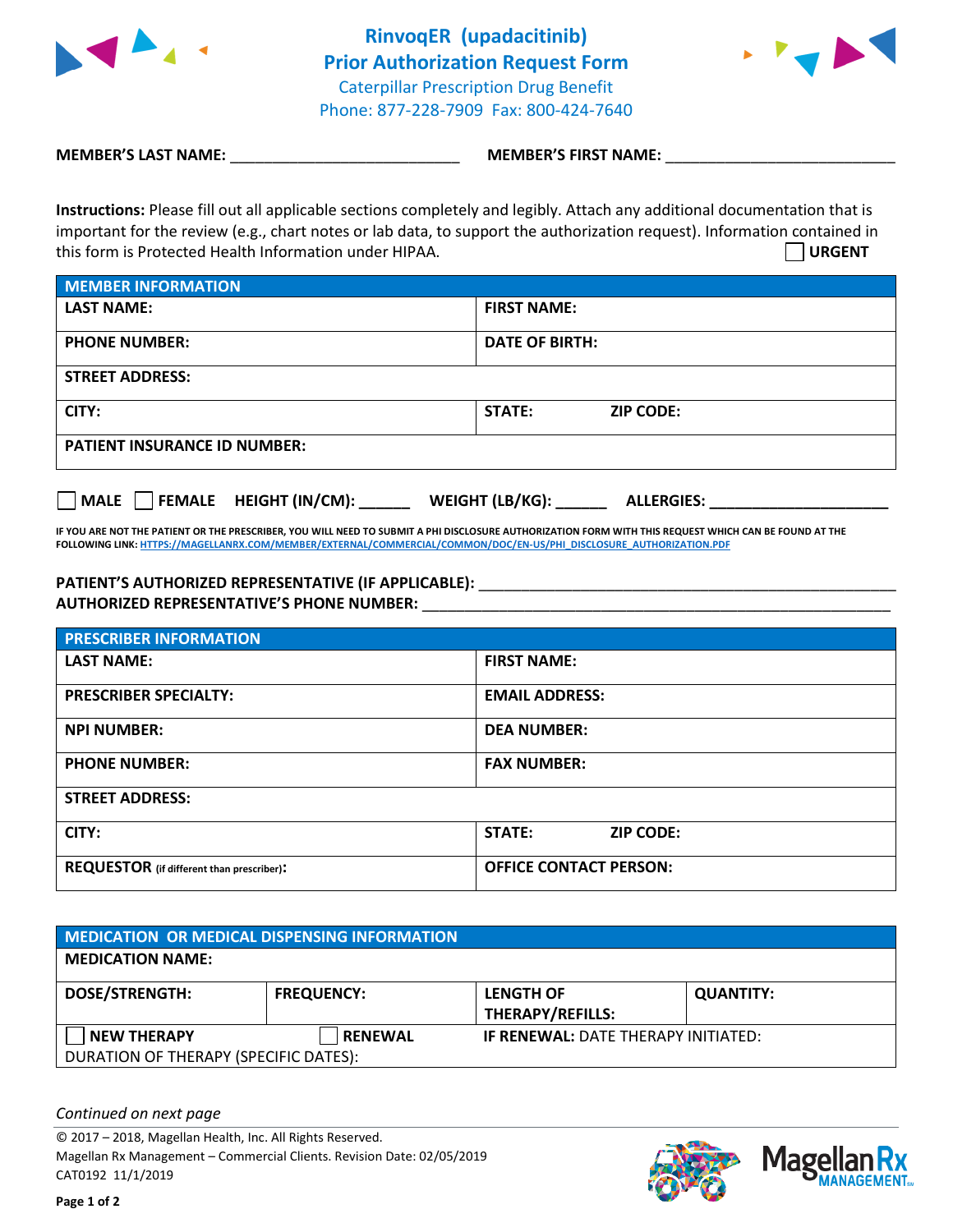# RinvoqER (upadacitinib)
## Prior Authorization Request Form
Caterpillar Prescription Drug Benefit
Phone: 877-228-7909 Fax: 800-424-7640

**MEMBER'S LAST NAME:** ___________________________ **MEMBER'S FIRST NAME:** ___________________________

**Instructions:** Please fill out all applicable sections completely and legibly. Attach any additional documentation that is important for the review (e.g., chart notes or lab data, to support the authorization request). Information contained in this form is Protected Health Information under HIPAA.

☐ **URGENT**

| **MEMBER INFORMATION** | | |
|---|---|---|
| **LAST NAME:** | **FIRST NAME:** | |
| **PHONE NUMBER:** | **DATE OF BIRTH:** | |
| **STREET ADDRESS:** | | |
| **CITY:** | **STATE:** | **ZIP CODE:** |
| **PATIENT INSURANCE ID NUMBER:** | | |

☐ **MALE** ☐ **FEMALE** **HEIGHT (IN/CM):** ______ **WEIGHT (LB/KG):** ______ **ALLERGIES:** _____________________

**IF YOU ARE NOT THE PATIENT OR THE PRESCRIBER, YOU WILL NEED TO SUBMIT A PHI DISCLOSURE AUTHORIZATION FORM WITH THIS REQUEST WHICH CAN BE FOUND AT THE FOLLOWING LINK: HTTPS://MAGELLANRX.COM/MEMBER/EXTERNAL/COMMERCIAL/COMMON/DOC/EN-US/PHI_DISCLOSURE_AUTHORIZATION.PDF**

**PATIENT'S AUTHORIZED REPRESENTATIVE (IF APPLICABLE):** ___________________________________________________

**AUTHORIZED REPRESENTATIVE'S PHONE NUMBER:** ___________________________________________________

| **PRESCRIBER INFORMATION** | | |
|---|---|---|
| **LAST NAME:** | **FIRST NAME:** | |
| **PRESCRIBER SPECIALTY:** | **EMAIL ADDRESS:** | |
| **NPI NUMBER:** | **DEA NUMBER:** | |
| **PHONE NUMBER:** | **FAX NUMBER:** | |
| **STREET ADDRESS:** | | |
| **CITY:** | **STATE:** | **ZIP CODE:** |
| **REQUESTOR** (if different than prescriber)**:** | **OFFICE CONTACT PERSON:** | |

| **MEDICATION OR MEDICAL DISPENSING INFORMATION** | | | |
|---|---|---|---|
| **MEDICATION NAME:** | | | |
| **DOSE/STRENGTH:** | **FREQUENCY:** | **LENGTH OF THERAPY/REFILLS:** | **QUANTITY:** |
| ☐ **NEW THERAPY** | ☐ **RENEWAL** | **IF RENEWAL:** DATE THERAPY INITIATED: | |
| DURATION OF THERAPY (SPECIFIC DATES): | | | |

*Continued on next page*

© 2017 – 2018, Magellan Health, Inc. All Rights Reserved.
Magellan Rx Management – Commercial Clients. Revision Date: 02/05/2019
CAT0192 11/1/2019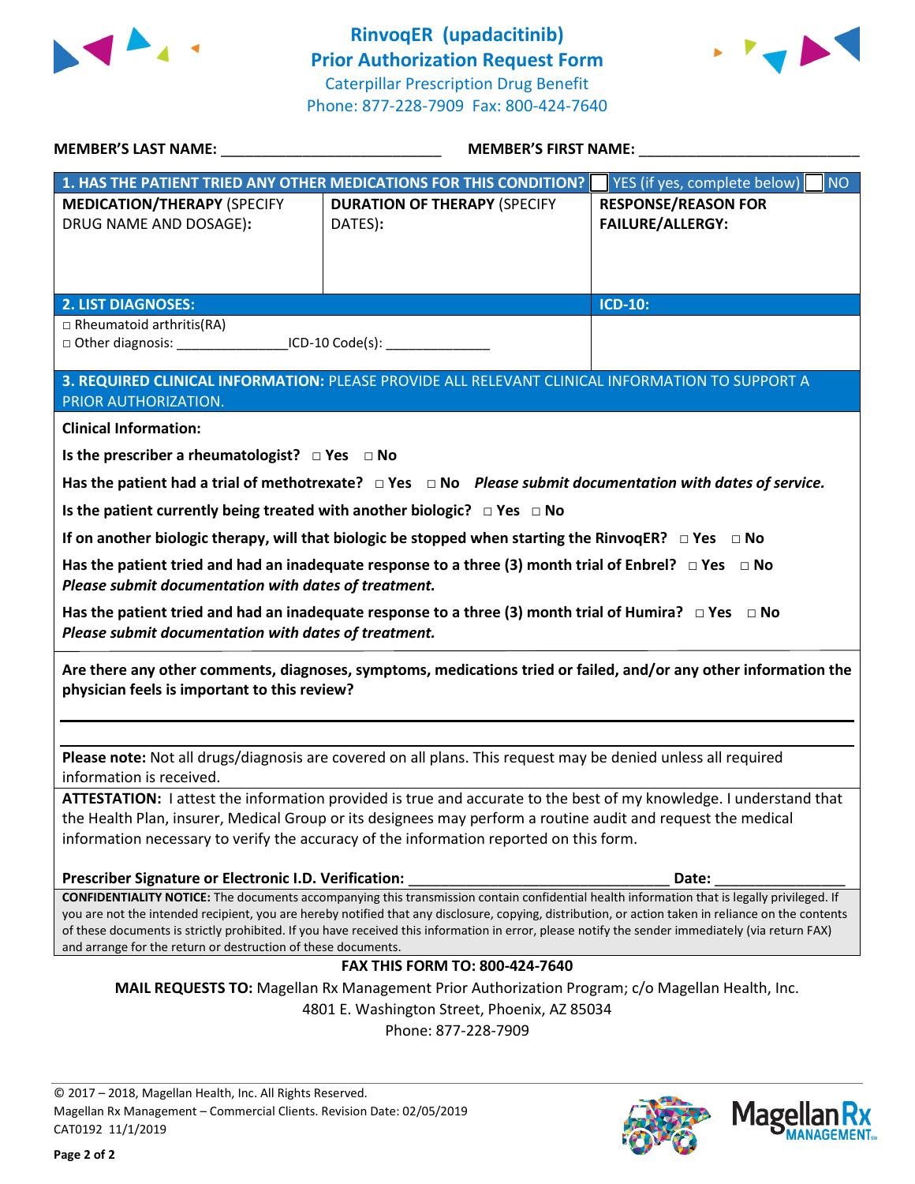# RinvoqER (upadacitinib) Prior Authorization Request Form

Caterpillar Prescription Drug Benefit
Phone: 877-228-7909 Fax: 800-424-7640

**MEMBER'S LAST NAME:** ___________________________ **MEMBER'S FIRST NAME:** ___________________________

| **1. HAS THE PATIENT TRIED ANY OTHER MEDICATIONS FOR THIS CONDITION?** | | ☐ YES (if yes, complete below) ☐ NO |
|---|---|---|
| **MEDICATION/THERAPY** (SPECIFY DRUG NAME AND DOSAGE): | **DURATION OF THERAPY** (SPECIFY DATES): | **RESPONSE/REASON FOR FAILURE/ALLERGY:** |
| | | |

| **2. LIST DIAGNOSES:** | **ICD-10:** |
|---|---|
| □ Rheumatoid arthritis(RA)<br>□ Other diagnosis: _______________ICD-10 Code(s): ______________ | |

**3. REQUIRED CLINICAL INFORMATION:** PLEASE PROVIDE ALL RELEVANT CLINICAL INFORMATION TO SUPPORT A PRIOR AUTHORIZATION.

**Clinical Information:**

**Is the prescriber a rheumatologist?** □ **Yes** □ **No**

**Has the patient had a trial of methotrexate?** □ **Yes** □ **No** ***Please submit documentation with dates of service.***

**Is the patient currently being treated with another biologic?** □ **Yes** □ **No**

**If on another biologic therapy, will that biologic be stopped when starting the RinvoqER?** □ **Yes** □ **No**

**Has the patient tried and had an inadequate response to a three (3) month trial of Enbrel?** □ **Yes** □ **No**
***Please submit documentation with dates of treatment.***

**Has the patient tried and had an inadequate response to a three (3) month trial of Humira?** □ **Yes** □ **No**
***Please submit documentation with dates of treatment.***

**Are there any other comments, diagnoses, symptoms, medications tried or failed, and/or any other information the physician feels is important to this review?**

---

**Please note:** Not all drugs/diagnosis are covered on all plans. This request may be denied unless all required information is received.

**ATTESTATION:** I attest the information provided is true and accurate to the best of my knowledge. I understand that the Health Plan, insurer, Medical Group or its designees may perform a routine audit and request the medical information necessary to verify the accuracy of the information reported on this form.

**Prescriber Signature or Electronic I.D. Verification:** _________________________________ **Date:** ________________

**CONFIDENTIALITY NOTICE:** The documents accompanying this transmission contain confidential health information that is legally privileged. If you are not the intended recipient, you are hereby notified that any disclosure, copying, distribution, or action taken in reliance on the contents of these documents is strictly prohibited. If you have received this information in error, please notify the sender immediately (via return FAX) and arrange for the return or destruction of these documents.

**FAX THIS FORM TO: 800-424-7640**

**MAIL REQUESTS TO:** Magellan Rx Management Prior Authorization Program; c/o Magellan Health, Inc.
4801 E. Washington Street, Phoenix, AZ 85034
Phone: 877-228-7909

© 2017 – 2018, Magellan Health, Inc. All Rights Reserved.
Magellan Rx Management – Commercial Clients. Revision Date: 02/05/2019
CAT0192 11/1/2019